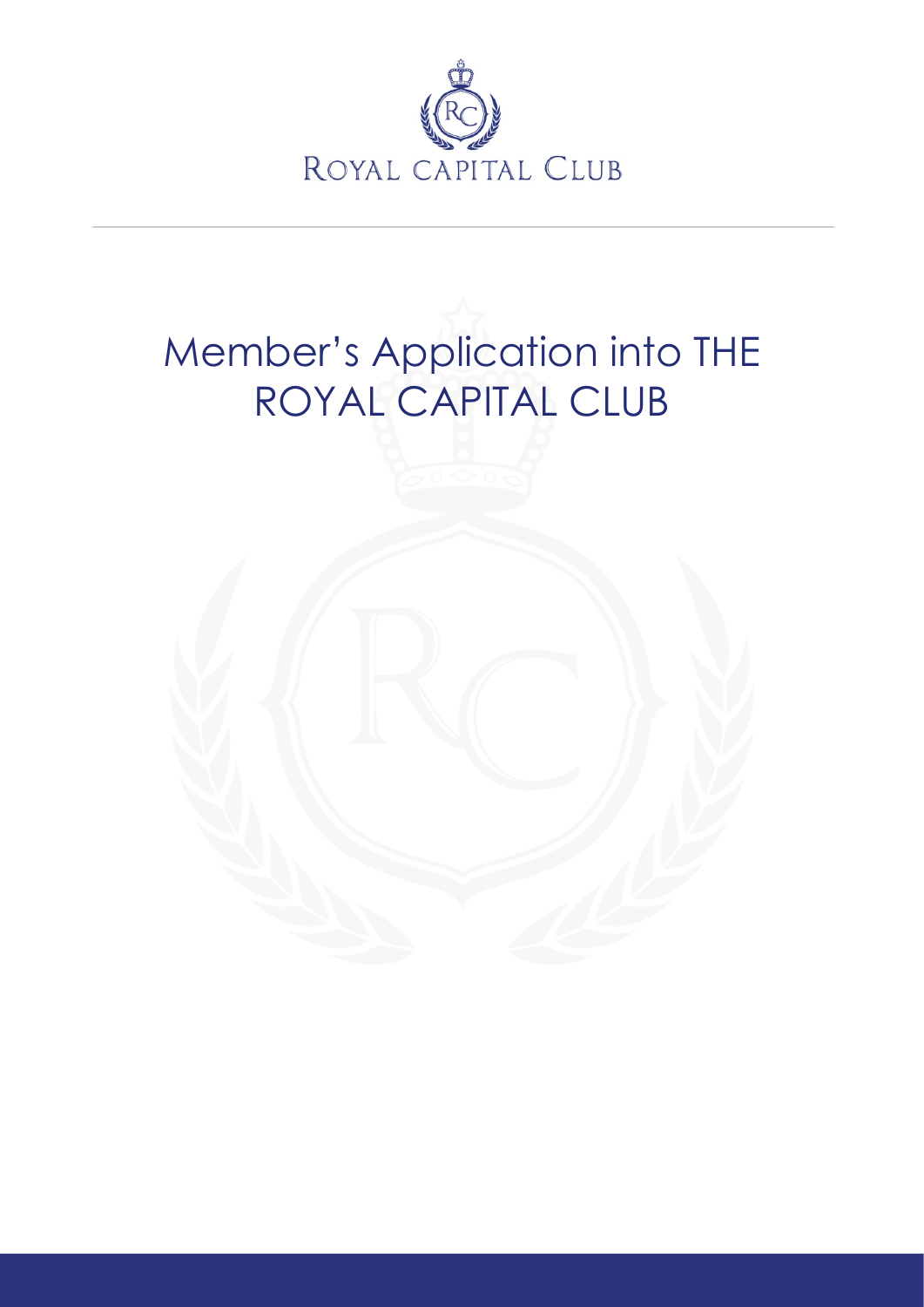ROYAL CAPITAL CLUB

# Member's Application into THE ROYAL CAPITAL CLUB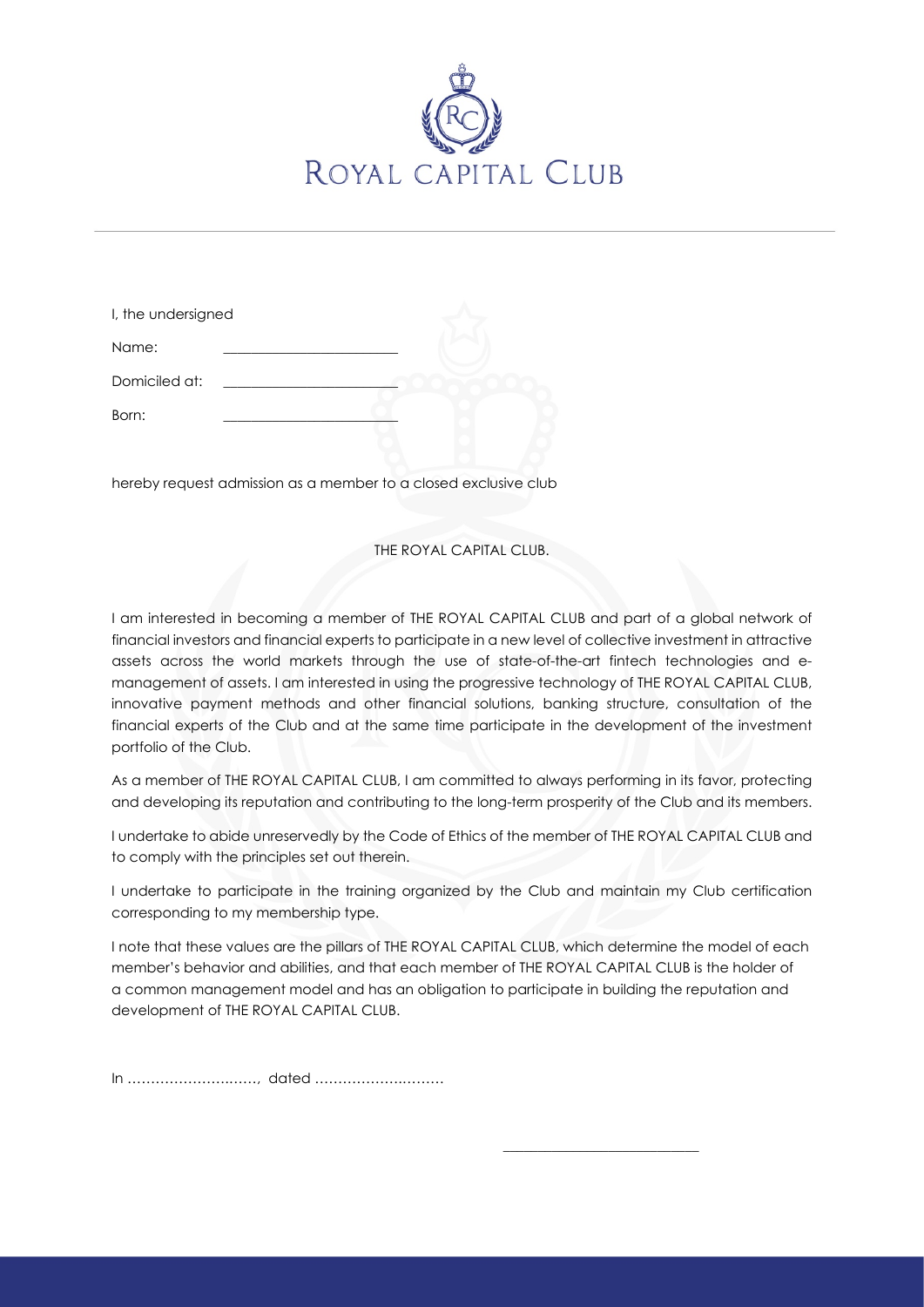# ROYAL CAPITAL CLUB

I, the undersigned

Name: ________________________

Domiciled at: ________________________

Born: ________________________

hereby request admission as a member to a closed exclusive club

THE ROYAL CAPITAL CLUB.

I am interested in becoming a member of THE ROYAL CAPITAL CLUB and part of a global network of financial investors and financial experts to participate in a new level of collective investment in attractive assets across the world markets through the use of state-of-the-art fintech technologies and e-management of assets. I am interested in using the progressive technology of THE ROYAL CAPITAL CLUB, innovative payment methods and other financial solutions, banking structure, consultation of the financial experts of the Club and at the same time participate in the development of the investment portfolio of the Club.

As a member of THE ROYAL CAPITAL CLUB, I am committed to always performing in its favor, protecting and developing its reputation and contributing to the long-term prosperity of the Club and its members.

I undertake to abide unreservedly by the Code of Ethics of the member of THE ROYAL CAPITAL CLUB and to comply with the principles set out therein.

I undertake to participate in the training organized by the Club and maintain my Club certification corresponding to my membership type.

I note that these values are the pillars of THE ROYAL CAPITAL CLUB, which determine the model of each member's behavior and abilities, and that each member of THE ROYAL CAPITAL CLUB is the holder of a common management model and has an obligation to participate in building the reputation and development of THE ROYAL CAPITAL CLUB.

In ……………………….., dated ……………………….

__________________________